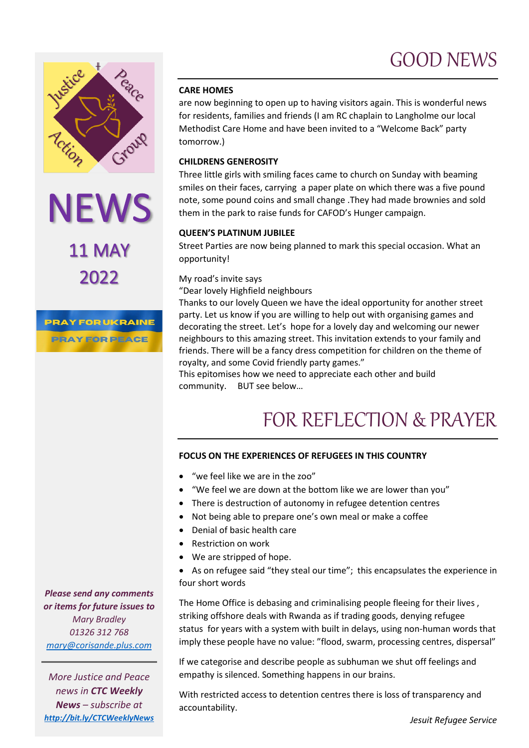Justice Peace Action Group

# NEWS

## 11 MAY 2022

PRAY FOR UKRAINE
PRAY FOR PEACE

*Please send any comments or items for future issues to*
*Mary Bradley*
*01326 312 768*
*mary@corisande.plus.com*

---

*More Justice and Peace news in **CTC Weekly News** – subscribe at* ***http://bit.ly/CTCWeeklyNews***

# GOOD NEWS

**CARE HOMES**

are now beginning to open up to having visitors again. This is wonderful news for residents, families and friends (I am RC chaplain to Langholme our local Methodist Care Home and have been invited to a "Welcome Back" party tomorrow.)

**CHILDRENS GENEROSITY**

Three little girls with smiling faces came to church on Sunday with beaming smiles on their faces, carrying  a paper plate on which there was a five pound note, some pound coins and small change .They had made brownies and sold them in the park to raise funds for CAFOD's Hunger campaign.

**QUEEN'S PLATINUM JUBILEE**

Street Parties are now being planned to mark this special occasion. What an opportunity!

My road's invite says
"Dear lovely Highfield neighbours
Thanks to our lovely Queen we have the ideal opportunity for another street party. Let us know if you are willing to help out with organising games and decorating the street. Let's  hope for a lovely day and welcoming our newer neighbours to this amazing street. This invitation extends to your family and friends. There will be a fancy dress competition for children on the theme of royalty, and some Covid friendly party games."
This epitomises how we need to appreciate each other and build community.     BUT see below…

# FOR REFLECTION & PRAYER

**FOCUS ON THE EXPERIENCES OF REFUGEES IN THIS COUNTRY**

- "we feel like we are in the zoo"
- "We feel we are down at the bottom like we are lower than you"
- There is destruction of autonomy in refugee detention centres
- Not being able to prepare one's own meal or make a coffee
- Denial of basic health care
- Restriction on work
- We are stripped of hope.
- As on refugee said "they steal our time";  this encapsulates the experience in four short words

The Home Office is debasing and criminalising people fleeing for their lives , striking offshore deals with Rwanda as if trading goods, denying refugee status  for years with a system with built in delays, using non-human words that imply these people have no value: "flood, swarm, processing centres, dispersal"

If we categorise and describe people as subhuman we shut off feelings and empathy is silenced. Something happens in our brains.

With restricted access to detention centres there is loss of transparency and accountability.

*Jesuit Refugee Service*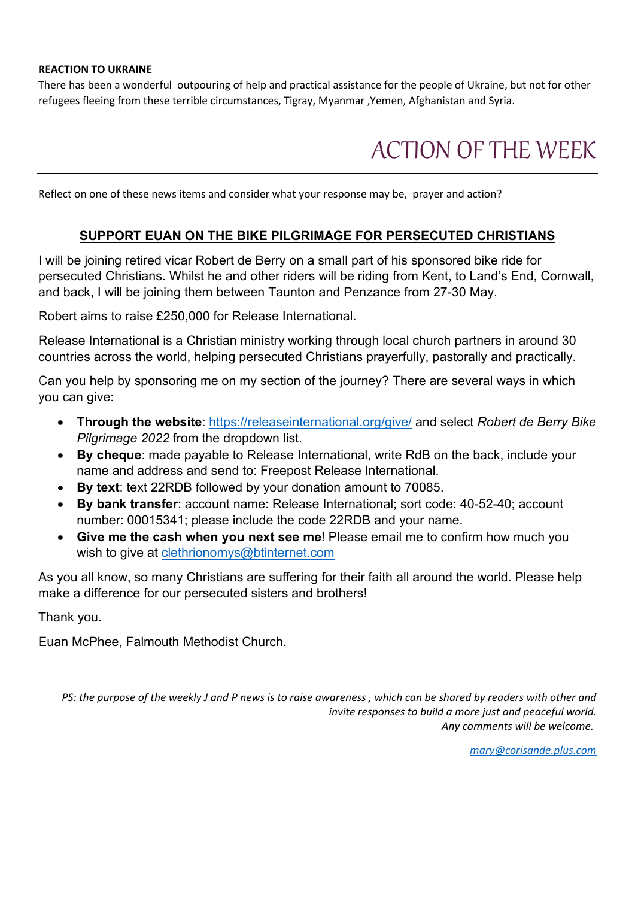**REACTION TO UKRAINE**

There has been a wonderful outpouring of help and practical assistance for the people of Ukraine, but not for other refugees fleeing from these terrible circumstances, Tigray, Myanmar ,Yemen, Afghanistan and Syria.

# ACTION OF THE WEEK

Reflect on one of these news items and consider what your response may be, prayer and action?

## SUPPORT EUAN ON THE BIKE PILGRIMAGE FOR PERSECUTED CHRISTIANS

I will be joining retired vicar Robert de Berry on a small part of his sponsored bike ride for persecuted Christians. Whilst he and other riders will be riding from Kent, to Land's End, Cornwall, and back, I will be joining them between Taunton and Penzance from 27-30 May.

Robert aims to raise £250,000 for Release International.

Release International is a Christian ministry working through local church partners in around 30 countries across the world, helping persecuted Christians prayerfully, pastorally and practically.

Can you help by sponsoring me on my section of the journey? There are several ways in which you can give:

- **Through the website**: https://releaseinternational.org/give/ and select *Robert de Berry Bike Pilgrimage 2022* from the dropdown list.
- **By cheque**: made payable to Release International, write RdB on the back, include your name and address and send to: Freepost Release International.
- **By text**: text 22RDB followed by your donation amount to 70085.
- **By bank transfer**: account name: Release International; sort code: 40-52-40; account number: 00015341; please include the code 22RDB and your name.
- **Give me the cash when you next see me**! Please email me to confirm how much you wish to give at clethrionomys@btinternet.com

As you all know, so many Christians are suffering for their faith all around the world. Please help make a difference for our persecuted sisters and brothers!

Thank you.

Euan McPhee, Falmouth Methodist Church.

*PS: the purpose of the weekly J and P news is to raise awareness , which can be shared by readers with other and invite responses to build a more just and peaceful world. Any comments will be welcome.*

*mary@corisande.plus.com*